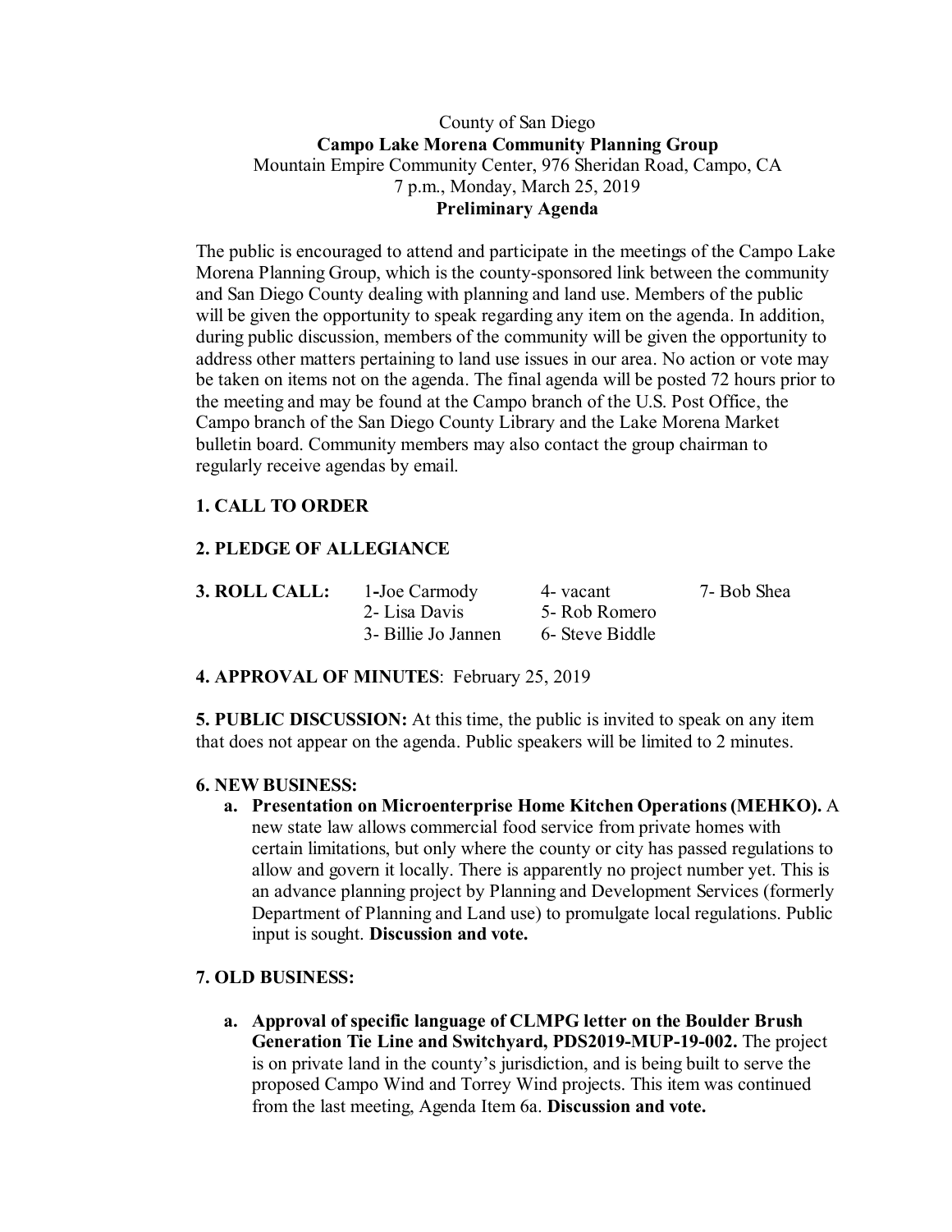County of San Diego

**Campo Lake Morena Community Planning Group**

Mountain Empire Community Center, 976 Sheridan Road, Campo, CA

7 p.m., Monday, March 25, 2019

**Preliminary Agenda**

The public is encouraged to attend and participate in the meetings of the Campo Lake Morena Planning Group, which is the county-sponsored link between the community and San Diego County dealing with planning and land use. Members of the public will be given the opportunity to speak regarding any item on the agenda. In addition, during public discussion, members of the community will be given the opportunity to address other matters pertaining to land use issues in our area. No action or vote may be taken on items not on the agenda. The final agenda will be posted 72 hours prior to the meeting and may be found at the Campo branch of the U.S. Post Office, the Campo branch of the San Diego County Library and the Lake Morena Market bulletin board. Community members may also contact the group chairman to regularly receive agendas by email.

**1. CALL TO ORDER**

**2. PLEDGE OF ALLEGIANCE**

**3. ROLL CALL:**

| 1-Joe Carmody | 4- vacant | 7- Bob Shea |
|---|---|---|
| 2- Lisa Davis | 5- Rob Romero | |
| 3- Billie Jo Jannen | 6- Steve Biddle | |

**4. APPROVAL OF MINUTES**: February 25, 2019

**5. PUBLIC DISCUSSION:** At this time, the public is invited to speak on any item that does not appear on the agenda. Public speakers will be limited to 2 minutes.

**6. NEW BUSINESS:**

a. **Presentation on Microenterprise Home Kitchen Operations (MEHKO).** A new state law allows commercial food service from private homes with certain limitations, but only where the county or city has passed regulations to allow and govern it locally. There is apparently no project number yet. This is an advance planning project by Planning and Development Services (formerly Department of Planning and Land use) to promulgate local regulations. Public input is sought. **Discussion and vote.**

**7. OLD BUSINESS:**

a. **Approval of specific language of CLMPG letter on the Boulder Brush Generation Tie Line and Switchyard, PDS2019-MUP-19-002.** The project is on private land in the county's jurisdiction, and is being built to serve the proposed Campo Wind and Torrey Wind projects. This item was continued from the last meeting, Agenda Item 6a. **Discussion and vote.**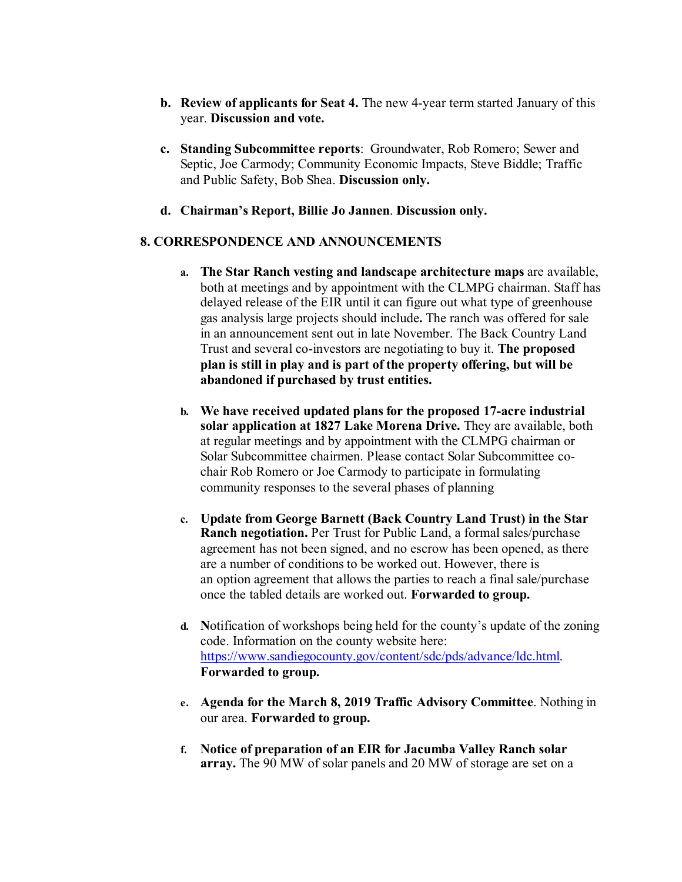b. **Review of applicants for Seat 4.** The new 4-year term started January of this year. **Discussion and vote.**

c. **Standing Subcommittee reports**: Groundwater, Rob Romero; Sewer and Septic, Joe Carmody; Community Economic Impacts, Steve Biddle; Traffic and Public Safety, Bob Shea. **Discussion only.**

d. **Chairman's Report, Billie Jo Jannen**. **Discussion only.**

## 8. CORRESPONDENCE AND ANNOUNCEMENTS

a. **The Star Ranch vesting and landscape architecture maps** are available, both at meetings and by appointment with the CLMPG chairman. Staff has delayed release of the EIR until it can figure out what type of greenhouse gas analysis large projects should include**.** The ranch was offered for sale in an announcement sent out in late November. The Back Country Land Trust and several co-investors are negotiating to buy it. **The proposed plan is still in play and is part of the property offering, but will be abandoned if purchased by trust entities.**

b. **We have received updated plans for the proposed 17-acre industrial solar application at 1827 Lake Morena Drive.** They are available, both at regular meetings and by appointment with the CLMPG chairman or Solar Subcommittee chairmen. Please contact Solar Subcommittee co-chair Rob Romero or Joe Carmody to participate in formulating community responses to the several phases of planning

c. **Update from George Barnett (Back Country Land Trust) in the Star Ranch negotiation.** Per Trust for Public Land, a formal sales/purchase agreement has not been signed, and no escrow has been opened, as there are a number of conditions to be worked out. However, there is an option agreement that allows the parties to reach a final sale/purchase once the tabled details are worked out. **Forwarded to group.**

d. **N**otification of workshops being held for the county's update of the zoning code. Information on the county website here: https://www.sandiegocounty.gov/content/sdc/pds/advance/ldc.html. **Forwarded to group.**

e. **Agenda for the March 8, 2019 Traffic Advisory Committee**. Nothing in our area. **Forwarded to group.**

f. **Notice of preparation of an EIR for Jacumba Valley Ranch solar array.** The 90 MW of solar panels and 20 MW of storage are set on a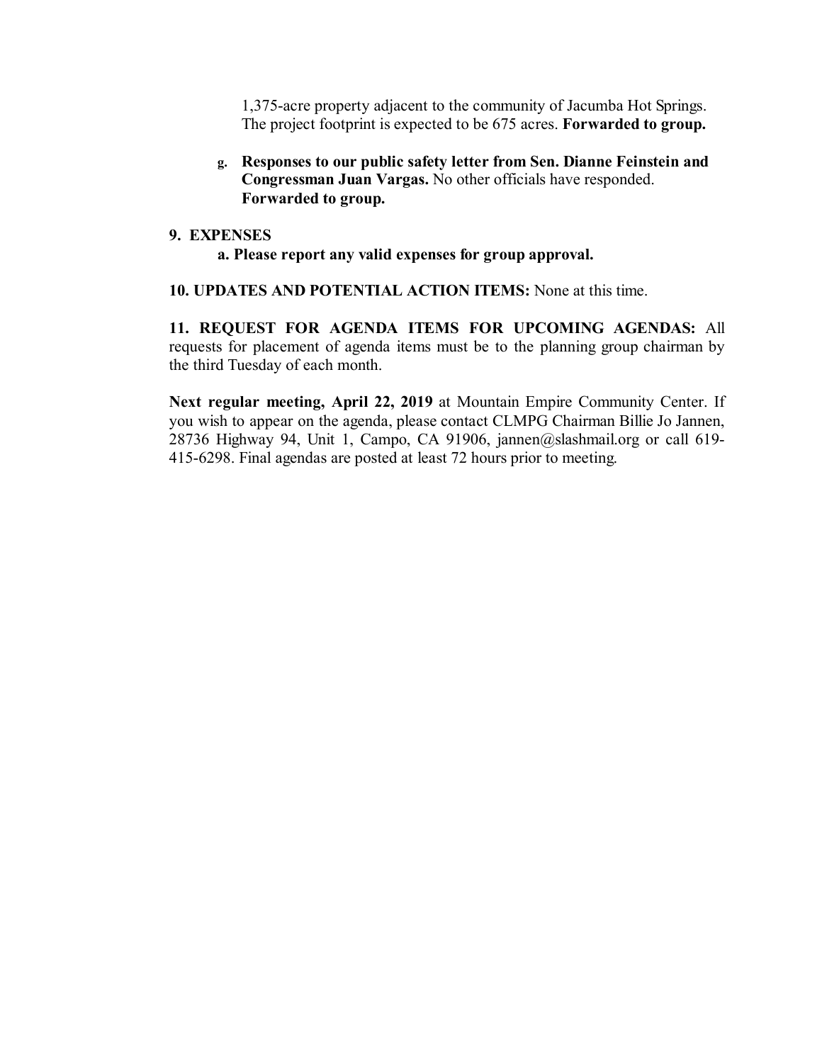1,375-acre property adjacent to the community of Jacumba Hot Springs. The project footprint is expected to be 675 acres. **Forwarded to group.**

g. **Responses to our public safety letter from Sen. Dianne Feinstein and Congressman Juan Vargas.** No other officials have responded. **Forwarded to group.**

**9. EXPENSES**

**a. Please report any valid expenses for group approval.**

**10. UPDATES AND POTENTIAL ACTION ITEMS:** None at this time.

**11. REQUEST FOR AGENDA ITEMS FOR UPCOMING AGENDAS:** All requests for placement of agenda items must be to the planning group chairman by the third Tuesday of each month.

**Next regular meeting, April 22, 2019** at Mountain Empire Community Center. If you wish to appear on the agenda, please contact CLMPG Chairman Billie Jo Jannen, 28736 Highway 94, Unit 1, Campo, CA 91906, jannen@slashmail.org or call 619-415-6298. Final agendas are posted at least 72 hours prior to meeting.